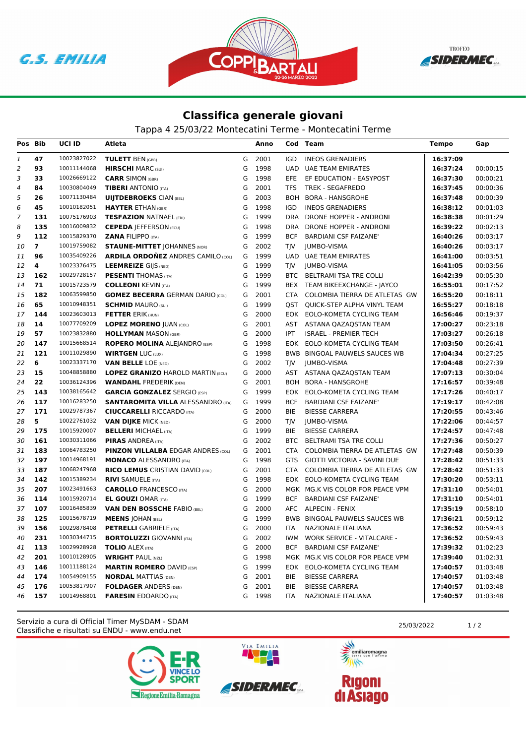## Classifica generale giovani

Tappa 4 25/03/22 Montecatini Terme - Montecatini Terme

| Pos | Bib | UCI ID | Atleta | | Anno | Cod | Team | Tempo | Gap |
|---|---|---|---|---|---|---|---|---|---|
| 1 | 47 | 10023827022 | **TULETT** BEN (GBR) | G | 2001 | IGD | INEOS GRENADIERS | **16:37:09** | |
| 2 | 93 | 10011144068 | **HIRSCHI** MARC (SUI) | G | 1998 | UAD | UAE TEAM EMIRATES | **16:37:24** | 00:00:15 |
| 3 | 33 | 10026669122 | **CARR** SIMON (GBR) | G | 1998 | EFE | EF EDUCATION - EASYPOST | **16:37:30** | 00:00:21 |
| 4 | 84 | 10030804049 | **TIBERI** ANTONIO (ITA) | G | 2001 | TFS | TREK - SEGAFREDO | **16:37:45** | 00:00:36 |
| 5 | 26 | 10071130484 | **UIJTDEBROEKS** CIAN (BEL) | G | 2003 | BOH | BORA - HANSGROHE | **16:37:48** | 00:00:39 |
| 6 | 45 | 10010182051 | **HAYTER** ETHAN (GBR) | G | 1998 | IGD | INEOS GRENADIERS | **16:38:12** | 00:01:03 |
| 7 | 131 | 10075176903 | **TESFAZION** NATNAEL (ERI) | G | 1999 | DRA | DRONE HOPPER - ANDRONI | **16:38:38** | 00:01:29 |
| 8 | 135 | 10016009832 | **CEPEDA** JEFFERSON (ECU) | G | 1998 | DRA | DRONE HOPPER - ANDRONI | **16:39:22** | 00:02:13 |
| 9 | 112 | 10015829370 | **ZANA** FILIPPO (ITA) | G | 1999 | BCF | BARDIANI CSF FAIZANE' | **16:40:26** | 00:03:17 |
| 10 | 7 | 10019759082 | **STAUNE-MITTET** JOHANNES (NOR) | G | 2002 | TJV | JUMBO-VISMA | **16:40:26** | 00:03:17 |
| 11 | 96 | 10035409226 | **ARDILA ORDOÑEZ** ANDRES CAMILO (COL) | G | 1999 | UAD | UAE TEAM EMIRATES | **16:41:00** | 00:03:51 |
| 12 | 4 | 10023376475 | **LEEMREIZE** GIJS (NED) | G | 1999 | TJV | JUMBO-VISMA | **16:41:05** | 00:03:56 |
| 13 | 162 | 10029728157 | **PESENTI** THOMAS (ITA) | G | 1999 | BTC | BELTRAMI TSA TRE COLLI | **16:42:39** | 00:05:30 |
| 14 | 71 | 10015723579 | **COLLEONI** KEVIN (ITA) | G | 1999 | BEX | TEAM BIKEEXCHANGE - JAYCO | **16:55:01** | 00:17:52 |
| 15 | 182 | 10063599850 | **GOMEZ BECERRA** GERMAN DARIO (COL) | G | 2001 | CTA | COLOMBIA TIERRA DE ATLETAS GW | **16:55:20** | 00:18:11 |
| 16 | 65 | 10010948351 | **SCHMID** MAURO (SUI) | G | 1999 | QST | QUICK-STEP ALPHA VINYL TEAM | **16:55:27** | 00:18:18 |
| 17 | 144 | 10023603013 | **FETTER** ERIK (HUN) | G | 2000 | EOK | EOLO-KOMETA CYCLING TEAM | **16:56:46** | 00:19:37 |
| 18 | 14 | 10077709209 | **LOPEZ MORENO** JUAN (COL) | G | 2001 | AST | ASTANA QAZAQSTAN TEAM | **17:00:27** | 00:23:18 |
| 19 | 57 | 10023832880 | **HOLLYMAN** MASON (GBR) | G | 2000 | IPT | ISRAEL - PREMIER TECH | **17:03:27** | 00:26:18 |
| 20 | 147 | 10015668514 | **ROPERO MOLINA** ALEJANDRO (ESP) | G | 1998 | EOK | EOLO-KOMETA CYCLING TEAM | **17:03:50** | 00:26:41 |
| 21 | 121 | 10011029890 | **WIRTGEN** LUC (LUX) | G | 1998 | BWB | BINGOAL PAUWELS SAUCES WB | **17:04:34** | 00:27:25 |
| 22 | 6 | 10023337170 | **VAN BELLE** LOE (NED) | G | 2002 | TJV | JUMBO-VISMA | **17:04:48** | 00:27:39 |
| 23 | 15 | 10048858880 | **LOPEZ GRANIZO** HAROLD MARTIN (ECU) | G | 2000 | AST | ASTANA QAZAQSTAN TEAM | **17:07:13** | 00:30:04 |
| 24 | 22 | 10036124396 | **WANDAHL** FREDERIK (DEN) | G | 2001 | BOH | BORA - HANSGROHE | **17:16:57** | 00:39:48 |
| 25 | 143 | 10038165642 | **GARCIA GONZALEZ** SERGIO (ESP) | G | 1999 | EOK | EOLO-KOMETA CYCLING TEAM | **17:17:26** | 00:40:17 |
| 26 | 117 | 10016283250 | **SANTAROMITA VILLA** ALESSANDRO (ITA) | G | 1999 | BCF | BARDIANI CSF FAIZANE' | **17:19:17** | 00:42:08 |
| 27 | 171 | 10029787367 | **CIUCCARELLI** RICCARDO (ITA) | G | 2000 | BIE | BIESSE CARRERA | **17:20:55** | 00:43:46 |
| 28 | 5 | 10022761032 | **VAN DIJKE** MICK (NED) | G | 2000 | TJV | JUMBO-VISMA | **17:22:06** | 00:44:57 |
| 29 | 175 | 10015920007 | **BELLERI** MICHAEL (ITA) | G | 1999 | BIE | BIESSE CARRERA | **17:24:57** | 00:47:48 |
| 30 | 161 | 10030311066 | **PIRAS** ANDREA (ITA) | G | 2002 | BTC | BELTRAMI TSA TRE COLLI | **17:27:36** | 00:50:27 |
| 31 | 183 | 10064783250 | **PINZON VILLALBA** EDGAR ANDRES (COL) | G | 2001 | CTA | COLOMBIA TIERRA DE ATLETAS GW | **17:27:48** | 00:50:39 |
| 32 | 197 | 10014968191 | **MONACO** ALESSANDRO (ITA) | G | 1998 | GTS | GIOTTI VICTORIA - SAVINI DUE | **17:28:42** | 00:51:33 |
| 33 | 187 | 10068247968 | **RICO LEMUS** CRISTIAN DAVID (COL) | G | 2001 | CTA | COLOMBIA TIERRA DE ATLETAS GW | **17:28:42** | 00:51:33 |
| 34 | 142 | 10015389234 | **RIVI** SAMUELE (ITA) | G | 1998 | EOK | EOLO-KOMETA CYCLING TEAM | **17:30:20** | 00:53:11 |
| 35 | 207 | 10023491663 | **CAROLLO** FRANCESCO (ITA) | G | 2000 | MGK | MG.K VIS COLOR FOR PEACE VPM | **17:31:10** | 00:54:01 |
| 36 | 114 | 10015920714 | **EL GOUZI** OMAR (ITA) | G | 1999 | BCF | BARDIANI CSF FAIZANE' | **17:31:10** | 00:54:01 |
| 37 | 107 | 10016485839 | **VAN DEN BOSSCHE** FABIO (BEL) | G | 2000 | AFC | ALPECIN - FENIX | **17:35:19** | 00:58:10 |
| 38 | 125 | 10015678719 | **MEENS** JOHAN (BEL) | G | 1999 | BWB | BINGOAL PAUWELS SAUCES WB | **17:36:21** | 00:59:12 |
| 39 | 156 | 10029878408 | **PETRELLI** GABRIELE (ITA) | G | 2000 | ITA | NAZIONALE ITALIANA | **17:36:52** | 00:59:43 |
| 40 | 231 | 10030344715 | **BORTOLUZZI** GIOVANNI (ITA) | G | 2002 | IWM | WORK SERVICE - VITALCARE - | **17:36:52** | 00:59:43 |
| 41 | 113 | 10029928928 | **TOLIO** ALEX (ITA) | G | 2000 | BCF | BARDIANI CSF FAIZANE' | **17:39:32** | 01:02:23 |
| 42 | 201 | 10010128905 | **WRIGHT** PAUL (NZL) | G | 1998 | MGK | MG.K VIS COLOR FOR PEACE VPM | **17:39:40** | 01:02:31 |
| 43 | 146 | 10011188124 | **MARTIN ROMERO** DAVID (ESP) | G | 1999 | EOK | EOLO-KOMETA CYCLING TEAM | **17:40:57** | 01:03:48 |
| 44 | 174 | 10054909155 | **NORDAL** MATTIAS (DEN) | G | 2001 | BIE | BIESSE CARRERA | **17:40:57** | 01:03:48 |
| 45 | 176 | 10053817907 | **FOLDAGER** ANDERS (DEN) | G | 2001 | BIE | BIESSE CARRERA | **17:40:57** | 01:03:48 |
| 46 | 157 | 10014968801 | **FARESIN** EDOARDO (ITA) | G | 1998 | ITA | NAZIONALE ITALIANA | **17:40:57** | 01:03:48 |

Servizio a cura di Official Timer MySDAM - SDAM
Classifiche e risultati su ENDU - www.endu.net

25/03/2022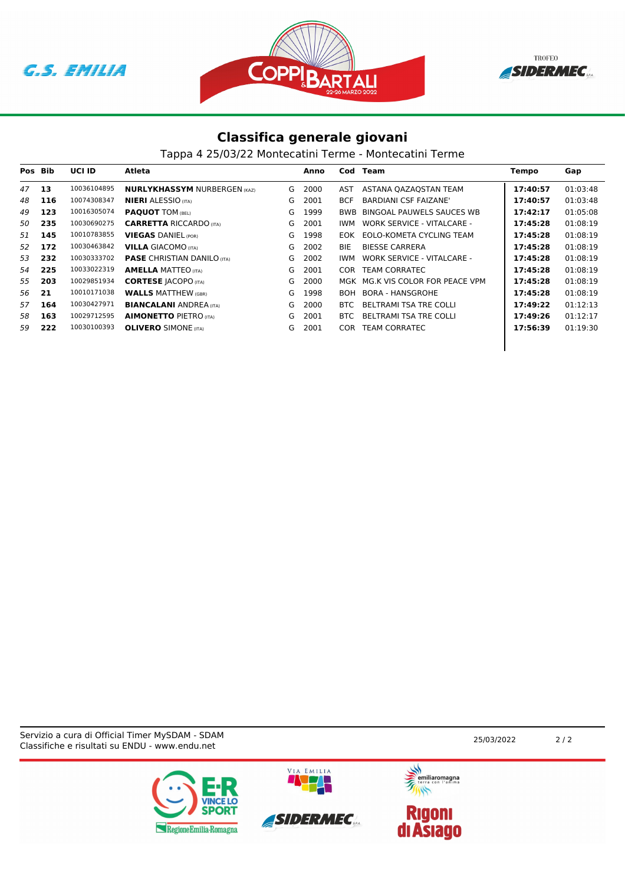## Classifica generale giovani

Tappa 4 25/03/22 Montecatini Terme - Montecatini Terme

| Pos | Bib | UCI ID | Atleta | | Anno | Cod | Team | Tempo | Gap |
|---|---|---|---|---|---|---|---|---|---|
| 47 | 13 | 10036104895 | **NURLYKHASSYM** NURBERGEN (KAZ) | G | 2000 | AST | ASTANA QAZAQSTAN TEAM | **17:40:57** | 01:03:48 |
| 48 | 116 | 10074308347 | **NIERI** ALESSIO (ITA) | G | 2001 | BCF | BARDIANI CSF FAIZANE' | **17:40:57** | 01:03:48 |
| 49 | 123 | 10016305074 | **PAQUOT** TOM (BEL) | G | 1999 | BWB | BINGOAL PAUWELS SAUCES WB | **17:42:17** | 01:05:08 |
| 50 | 235 | 10030690275 | **CARRETTA** RICCARDO (ITA) | G | 2001 | IWM | WORK SERVICE - VITALCARE - | **17:45:28** | 01:08:19 |
| 51 | 145 | 10010783855 | **VIEGAS** DANIEL (POR) | G | 1998 | EOK | EOLO-KOMETA CYCLING TEAM | **17:45:28** | 01:08:19 |
| 52 | 172 | 10030463842 | **VILLA** GIACOMO (ITA) | G | 2002 | BIE | BIESSE CARRERA | **17:45:28** | 01:08:19 |
| 53 | 232 | 10030333702 | **PASE** CHRISTIAN DANILO (ITA) | G | 2002 | IWM | WORK SERVICE - VITALCARE - | **17:45:28** | 01:08:19 |
| 54 | 225 | 10033022319 | **AMELLA** MATTEO (ITA) | G | 2001 | COR | TEAM CORRATEC | **17:45:28** | 01:08:19 |
| 55 | 203 | 10029851934 | **CORTESE** JACOPO (ITA) | G | 2000 | MGK | MG.K VIS COLOR FOR PEACE VPM | **17:45:28** | 01:08:19 |
| 56 | 21 | 10010171038 | **WALLS** MATTHEW (GBR) | G | 1998 | BOH | BORA - HANSGROHE | **17:45:28** | 01:08:19 |
| 57 | 164 | 10030427971 | **BIANCALANI** ANDREA (ITA) | G | 2000 | BTC | BELTRAMI TSA TRE COLLI | **17:49:22** | 01:12:13 |
| 58 | 163 | 10029712595 | **AIMONETTO** PIETRO (ITA) | G | 2001 | BTC | BELTRAMI TSA TRE COLLI | **17:49:26** | 01:12:17 |
| 59 | 222 | 10030100393 | **OLIVERO** SIMONE (ITA) | G | 2001 | COR | TEAM CORRATEC | **17:56:39** | 01:19:30 |

Servizio a cura di Official Timer MySDAM - SDAM
Classifiche e risultati su ENDU - www.endu.net

25/03/2022